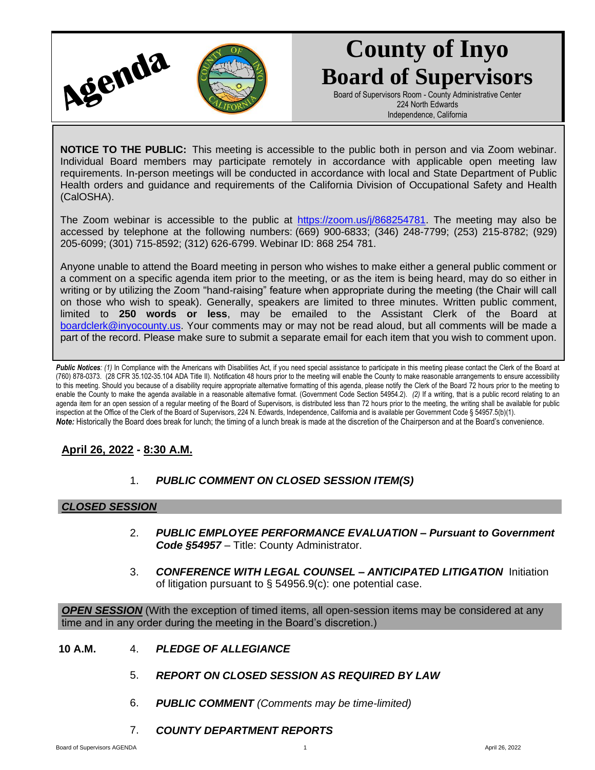# Agenda

# County of Inyo Board of Supervisors

Board of Supervisors Room - County Administrative Center
224 North Edwards
Independence, California

**NOTICE TO THE PUBLIC:** This meeting is accessible to the public both in person and via Zoom webinar. Individual Board members may participate remotely in accordance with applicable open meeting law requirements. In-person meetings will be conducted in accordance with local and State Department of Public Health orders and guidance and requirements of the California Division of Occupational Safety and Health (CalOSHA).

The Zoom webinar is accessible to the public at https://zoom.us/j/868254781. The meeting may also be accessed by telephone at the following numbers: (669) 900-6833; (346) 248-7799; (253) 215-8782; (929) 205-6099; (301) 715-8592; (312) 626-6799. Webinar ID: 868 254 781.

Anyone unable to attend the Board meeting in person who wishes to make either a general public comment or a comment on a specific agenda item prior to the meeting, or as the item is being heard, may do so either in writing or by utilizing the Zoom "hand-raising" feature when appropriate during the meeting (the Chair will call on those who wish to speak). Generally, speakers are limited to three minutes. Written public comment, limited to **250 words or less**, may be emailed to the Assistant Clerk of the Board at boardclerk@inyocounty.us. Your comments may or may not be read aloud, but all comments will be made a part of the record. Please make sure to submit a separate email for each item that you wish to comment upon.

***Public Notices**: (1)* In Compliance with the Americans with Disabilities Act, if you need special assistance to participate in this meeting please contact the Clerk of the Board at (760) 878-0373. (28 CFR 35.102-35.104 ADA Title II). Notification 48 hours prior to the meeting will enable the County to make reasonable arrangements to ensure accessibility to this meeting. Should you because of a disability require appropriate alternative formatting of this agenda, please notify the Clerk of the Board 72 hours prior to the meeting to enable the County to make the agenda available in a reasonable alternative format. (Government Code Section 54954.2). *(2)* If a writing, that is a public record relating to an agenda item for an open session of a regular meeting of the Board of Supervisors, is distributed less than 72 hours prior to the meeting, the writing shall be available for public inspection at the Office of the Clerk of the Board of Supervisors, 224 N. Edwards, Independence, California and is available per Government Code § 54957.5(b)(1).
***Note:*** Historically the Board does break for lunch; the timing of a lunch break is made at the discretion of the Chairperson and at the Board's convenience.

**April 26, 2022 - 8:30 A.M.**

1. ***PUBLIC COMMENT ON CLOSED SESSION ITEM(S)***

***CLOSED SESSION***

2. ***PUBLIC EMPLOYEE PERFORMANCE EVALUATION – Pursuant to Government Code §54957*** – Title: County Administrator.

3. ***CONFERENCE WITH LEGAL COUNSEL – ANTICIPATED LITIGATION*** Initiation of litigation pursuant to § 54956.9(c): one potential case.

***OPEN SESSION*** (With the exception of timed items, all open-session items may be considered at any time and in any order during the meeting in the Board's discretion.)

**10 A.M.** 4. ***PLEDGE OF ALLEGIANCE***

5. ***REPORT ON CLOSED SESSION AS REQUIRED BY LAW***

6. ***PUBLIC COMMENT*** *(Comments may be time-limited)*

7. ***COUNTY DEPARTMENT REPORTS***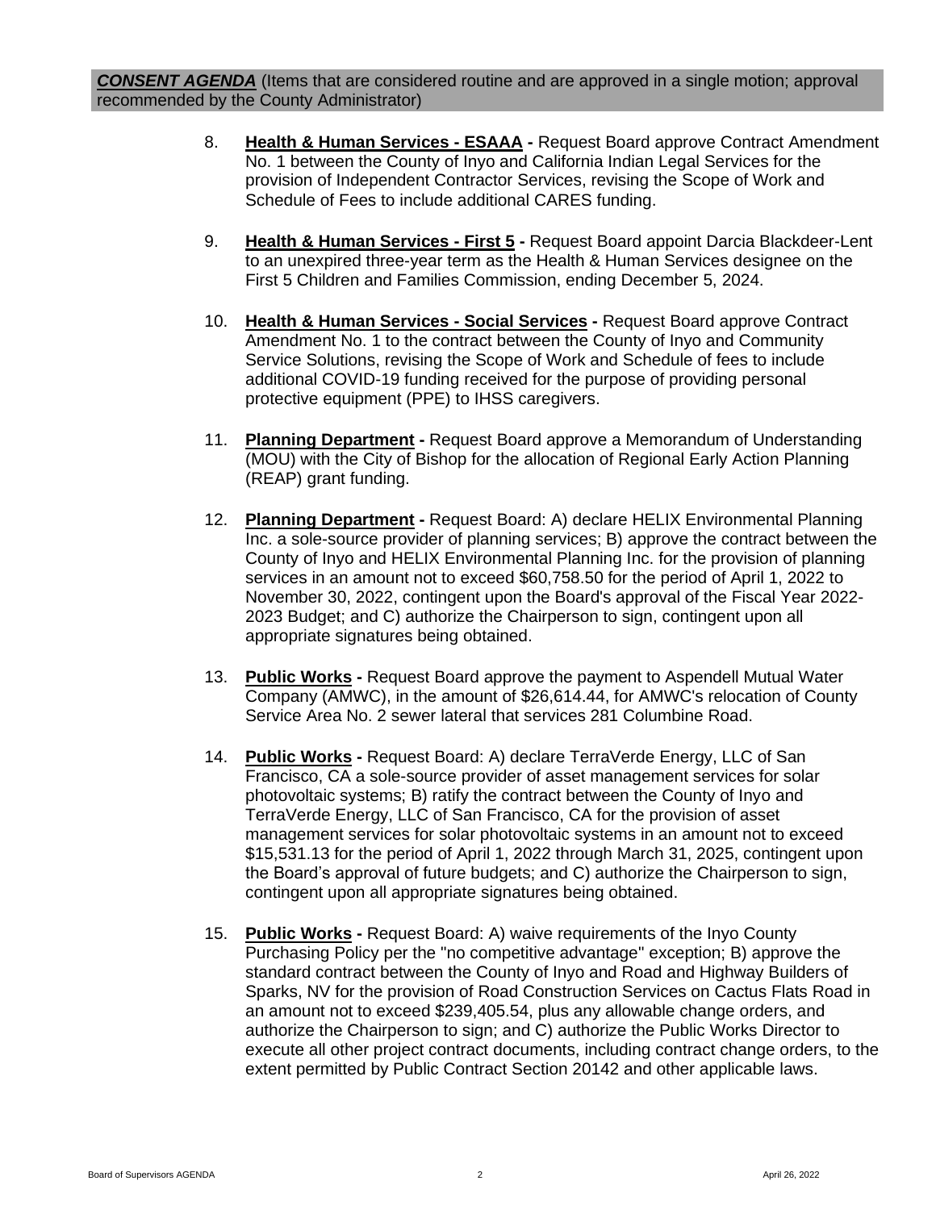***CONSENT AGENDA*** (Items that are considered routine and are approved in a single motion; approval recommended by the County Administrator)

8. **Health & Human Services - ESAAA -** Request Board approve Contract Amendment No. 1 between the County of Inyo and California Indian Legal Services for the provision of Independent Contractor Services, revising the Scope of Work and Schedule of Fees to include additional CARES funding.

9. **Health & Human Services - First 5 -** Request Board appoint Darcia Blackdeer-Lent to an unexpired three-year term as the Health & Human Services designee on the First 5 Children and Families Commission, ending December 5, 2024.

10. **Health & Human Services - Social Services -** Request Board approve Contract Amendment No. 1 to the contract between the County of Inyo and Community Service Solutions, revising the Scope of Work and Schedule of fees to include additional COVID-19 funding received for the purpose of providing personal protective equipment (PPE) to IHSS caregivers.

11. **Planning Department -** Request Board approve a Memorandum of Understanding (MOU) with the City of Bishop for the allocation of Regional Early Action Planning (REAP) grant funding.

12. **Planning Department -** Request Board: A) declare HELIX Environmental Planning Inc. a sole-source provider of planning services; B) approve the contract between the County of Inyo and HELIX Environmental Planning Inc. for the provision of planning services in an amount not to exceed $60,758.50 for the period of April 1, 2022 to November 30, 2022, contingent upon the Board's approval of the Fiscal Year 2022-2023 Budget; and C) authorize the Chairperson to sign, contingent upon all appropriate signatures being obtained.

13. **Public Works -** Request Board approve the payment to Aspendell Mutual Water Company (AMWC), in the amount of $26,614.44, for AMWC's relocation of County Service Area No. 2 sewer lateral that services 281 Columbine Road.

14. **Public Works -** Request Board: A) declare TerraVerde Energy, LLC of San Francisco, CA a sole-source provider of asset management services for solar photovoltaic systems; B) ratify the contract between the County of Inyo and TerraVerde Energy, LLC of San Francisco, CA for the provision of asset management services for solar photovoltaic systems in an amount not to exceed $15,531.13 for the period of April 1, 2022 through March 31, 2025, contingent upon the Board's approval of future budgets; and C) authorize the Chairperson to sign, contingent upon all appropriate signatures being obtained.

15. **Public Works -** Request Board: A) waive requirements of the Inyo County Purchasing Policy per the "no competitive advantage" exception; B) approve the standard contract between the County of Inyo and Road and Highway Builders of Sparks, NV for the provision of Road Construction Services on Cactus Flats Road in an amount not to exceed $239,405.54, plus any allowable change orders, and authorize the Chairperson to sign; and C) authorize the Public Works Director to execute all other project contract documents, including contract change orders, to the extent permitted by Public Contract Section 20142 and other applicable laws.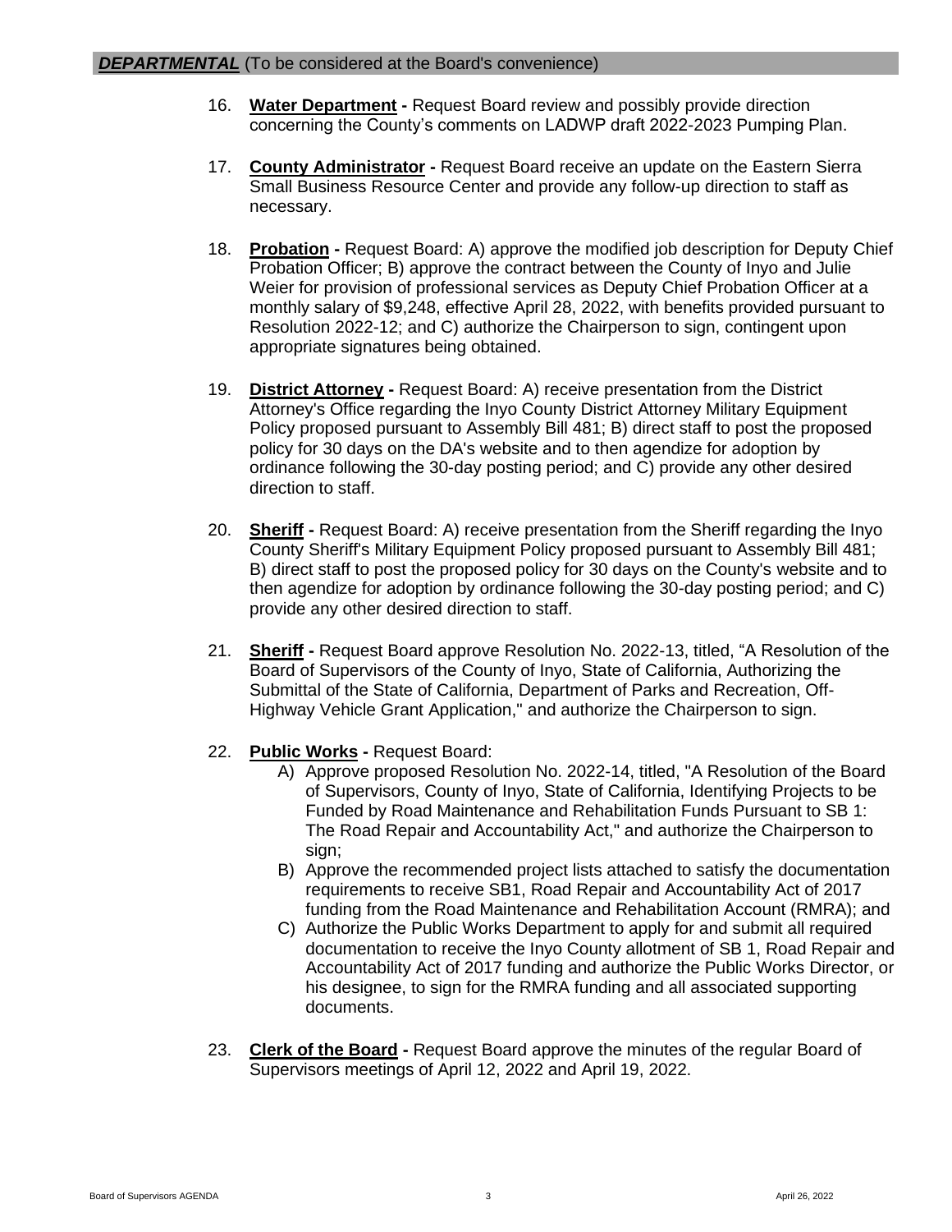***DEPARTMENTAL*** (To be considered at the Board's convenience)

16. **Water Department -** Request Board review and possibly provide direction concerning the County's comments on LADWP draft 2022-2023 Pumping Plan.

17. **County Administrator -** Request Board receive an update on the Eastern Sierra Small Business Resource Center and provide any follow-up direction to staff as necessary.

18. **Probation -** Request Board: A) approve the modified job description for Deputy Chief Probation Officer; B) approve the contract between the County of Inyo and Julie Weier for provision of professional services as Deputy Chief Probation Officer at a monthly salary of $9,248, effective April 28, 2022, with benefits provided pursuant to Resolution 2022-12; and C) authorize the Chairperson to sign, contingent upon appropriate signatures being obtained.

19. **District Attorney -** Request Board: A) receive presentation from the District Attorney's Office regarding the Inyo County District Attorney Military Equipment Policy proposed pursuant to Assembly Bill 481; B) direct staff to post the proposed policy for 30 days on the DA's website and to then agendize for adoption by ordinance following the 30-day posting period; and C) provide any other desired direction to staff.

20. **Sheriff -** Request Board: A) receive presentation from the Sheriff regarding the Inyo County Sheriff's Military Equipment Policy proposed pursuant to Assembly Bill 481; B) direct staff to post the proposed policy for 30 days on the County's website and to then agendize for adoption by ordinance following the 30-day posting period; and C) provide any other desired direction to staff.

21. **Sheriff -** Request Board approve Resolution No. 2022-13, titled, "A Resolution of the Board of Supervisors of the County of Inyo, State of California, Authorizing the Submittal of the State of California, Department of Parks and Recreation, Off-Highway Vehicle Grant Application," and authorize the Chairperson to sign.

22. **Public Works -** Request Board:
    A) Approve proposed Resolution No. 2022-14, titled, "A Resolution of the Board of Supervisors, County of Inyo, State of California, Identifying Projects to be Funded by Road Maintenance and Rehabilitation Funds Pursuant to SB 1: The Road Repair and Accountability Act," and authorize the Chairperson to sign;
    B) Approve the recommended project lists attached to satisfy the documentation requirements to receive SB1, Road Repair and Accountability Act of 2017 funding from the Road Maintenance and Rehabilitation Account (RMRA); and
    C) Authorize the Public Works Department to apply for and submit all required documentation to receive the Inyo County allotment of SB 1, Road Repair and Accountability Act of 2017 funding and authorize the Public Works Director, or his designee, to sign for the RMRA funding and all associated supporting documents.

23. **Clerk of the Board -** Request Board approve the minutes of the regular Board of Supervisors meetings of April 12, 2022 and April 19, 2022.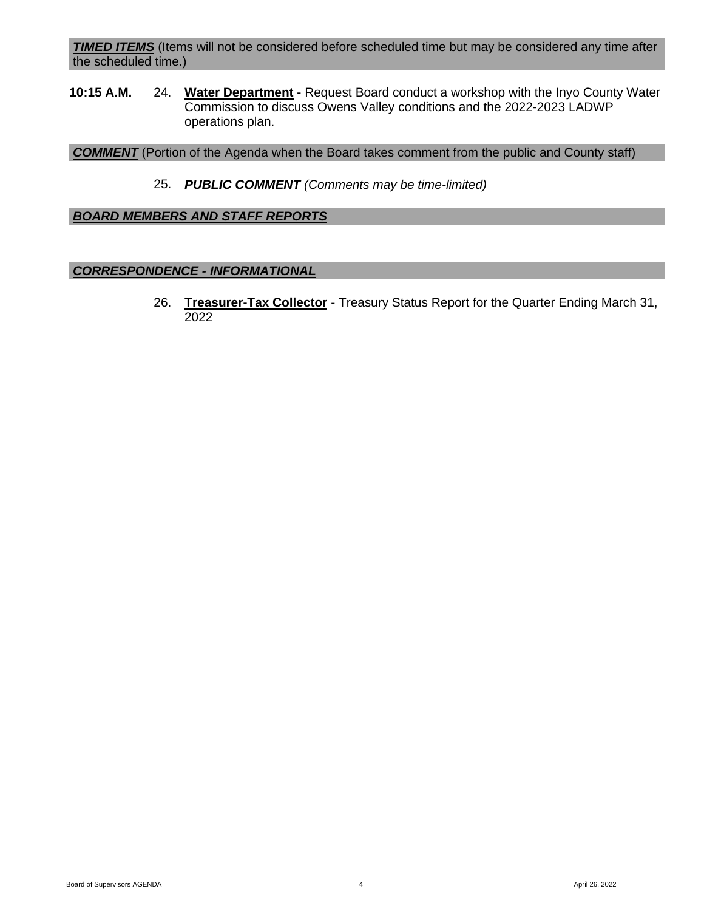***TIMED ITEMS*** (Items will not be considered before scheduled time but may be considered any time after the scheduled time.)

**10:15 A.M.** 24. **Water Department -** Request Board conduct a workshop with the Inyo County Water Commission to discuss Owens Valley conditions and the 2022-2023 LADWP operations plan.

***COMMENT*** (Portion of the Agenda when the Board takes comment from the public and County staff)

25. ***PUBLIC COMMENT*** *(Comments may be time-limited)*

***BOARD MEMBERS AND STAFF REPORTS***

***CORRESPONDENCE - INFORMATIONAL***

26. **Treasurer-Tax Collector** - Treasury Status Report for the Quarter Ending March 31, 2022